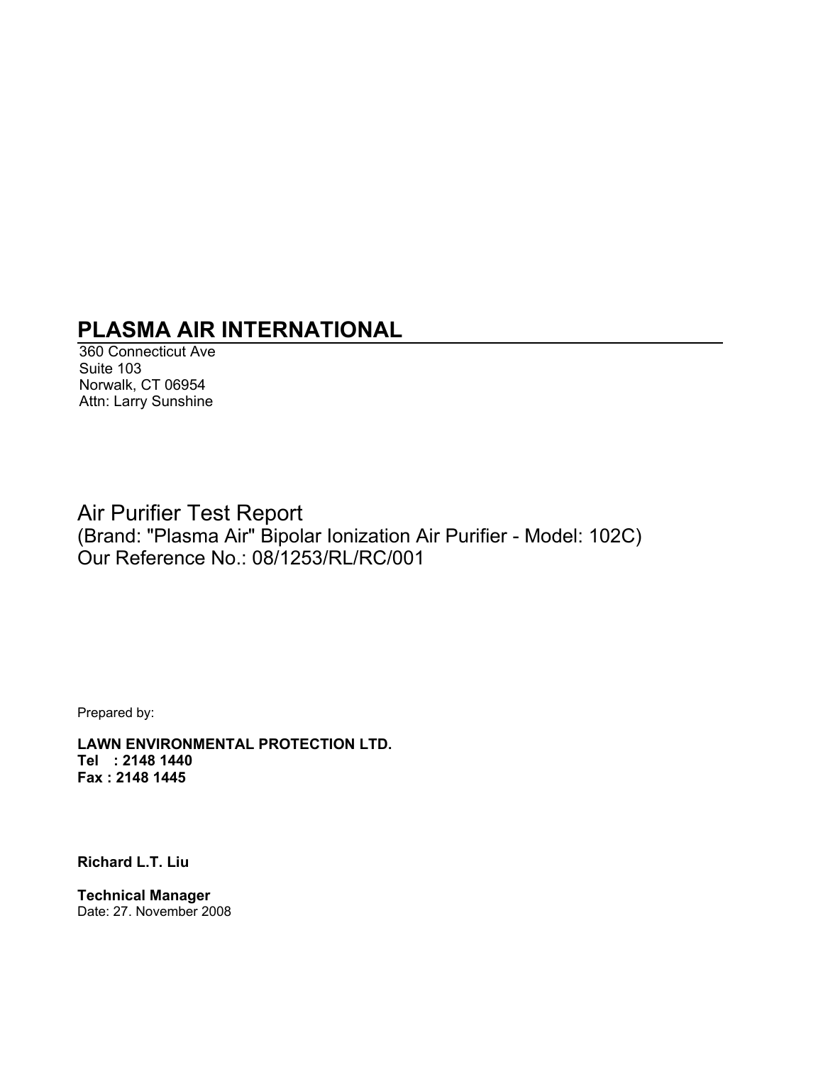# PLASMA AIR INTERNATIONAL

360 Connecticut Ave
Suite 103
Norwalk, CT 06954
Attn: Larry Sunshine

## Air Purifier Test Report

(Brand: "Plasma Air" Bipolar Ionization Air Purifier - Model: 102C)
Our Reference No.: 08/1253/RL/RC/001

Prepared by:

**LAWN ENVIRONMENTAL PROTECTION LTD.**
**Tel : 2148 1440**
**Fax : 2148 1445**

**Richard L.T. Liu**

**Technical Manager**
Date: 27. November 2008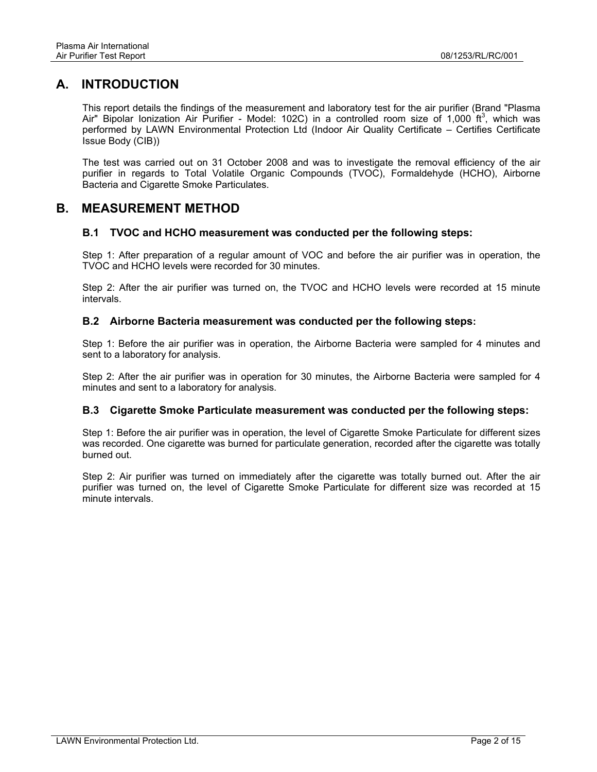## A. INTRODUCTION

This report details the findings of the measurement and laboratory test for the air purifier (Brand "Plasma Air" Bipolar Ionization Air Purifier - Model: 102C) in a controlled room size of 1,000 $ft^3$, which was performed by LAWN Environmental Protection Ltd (Indoor Air Quality Certificate – Certifies Certificate Issue Body (CIB))

The test was carried out on 31 October 2008 and was to investigate the removal efficiency of the air purifier in regards to Total Volatile Organic Compounds (TVOC), Formaldehyde (HCHO), Airborne Bacteria and Cigarette Smoke Particulates.

## B. MEASUREMENT METHOD

### B.1 TVOC and HCHO measurement was conducted per the following steps:

Step 1: After preparation of a regular amount of VOC and before the air purifier was in operation, the TVOC and HCHO levels were recorded for 30 minutes.

Step 2: After the air purifier was turned on, the TVOC and HCHO levels were recorded at 15 minute intervals.

### B.2 Airborne Bacteria measurement was conducted per the following steps:

Step 1: Before the air purifier was in operation, the Airborne Bacteria were sampled for 4 minutes and sent to a laboratory for analysis.

Step 2: After the air purifier was in operation for 30 minutes, the Airborne Bacteria were sampled for 4 minutes and sent to a laboratory for analysis.

### B.3 Cigarette Smoke Particulate measurement was conducted per the following steps:

Step 1: Before the air purifier was in operation, the level of Cigarette Smoke Particulate for different sizes was recorded. One cigarette was burned for particulate generation, recorded after the cigarette was totally burned out.

Step 2: Air purifier was turned on immediately after the cigarette was totally burned out. After the air purifier was turned on, the level of Cigarette Smoke Particulate for different size was recorded at 15 minute intervals.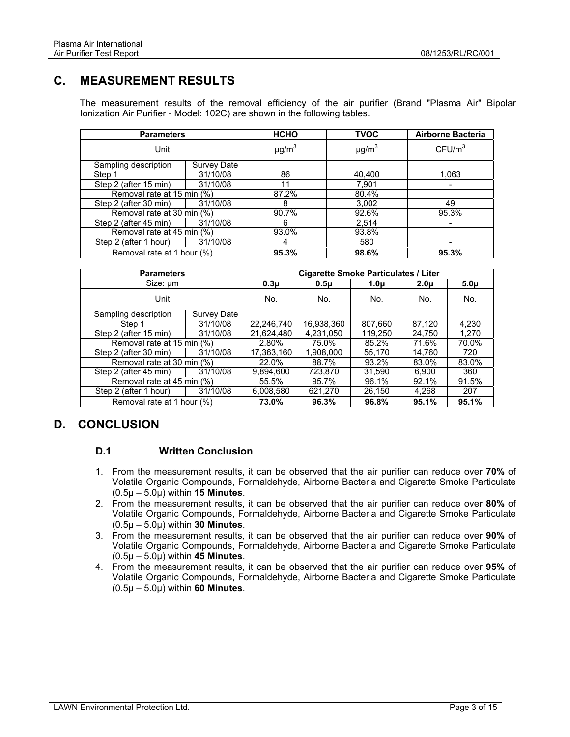## C. MEASUREMENT RESULTS

The measurement results of the removal efficiency of the air purifier (Brand "Plasma Air" Bipolar Ionization Air Purifier - Model: 102C) are shown in the following tables.

| Parameters | | HCHO | TVOC | Airborne Bacteria |
|---|---|---|---|---|
| Unit | | $\mu g/m^3$ | $\mu g/m^3$ | $CFU/m^3$ |
| Sampling description | Survey Date | | | |
| Step 1 | 31/10/08 | 86 | 40,400 | 1,063 |
| Step 2 (after 15 min) | 31/10/08 | 11 | 7,901 | - |
| Removal rate at 15 min (%) | | 87.2% | 80.4% | |
| Step 2 (after 30 min) | 31/10/08 | 8 | 3,002 | 49 |
| Removal rate at 30 min (%) | | 90.7% | 92.6% | 95.3% |
| Step 2 (after 45 min) | 31/10/08 | 6 | 2,514 | - |
| Removal rate at 45 min (%) | | 93.0% | 93.8% | |
| Step 2 (after 1 hour) | 31/10/08 | 4 | 580 | - |
| Removal rate at 1 hour (%) | | **95.3%** | **98.6%** | **95.3%** |

| Parameters | | Cigarette Smoke Particulates / Liter | | | | |
|---|---|---|---|---|---|---|
| Size: µm | | **0.3µ** | **0.5µ** | **1.0µ** | **2.0µ** | **5.0µ** |
| Unit | | No. | No. | No. | No. | No. |
| Sampling description | Survey Date | | | | | |
| Step 1 | 31/10/08 | 22,246,740 | 16,938,360 | 807,660 | 87,120 | 4,230 |
| Step 2 (after 15 min) | 31/10/08 | 21,624,480 | 4,231,050 | 119,250 | 24,750 | 1,270 |
| Removal rate at 15 min (%) | | 2.80% | 75.0% | 85.2% | 71.6% | 70.0% |
| Step 2 (after 30 min) | 31/10/08 | 17,363,160 | 1,908,000 | 55,170 | 14,760 | 720 |
| Removal rate at 30 min (%) | | 22.0% | 88.7% | 93.2% | 83.0% | 83.0% |
| Step 2 (after 45 min) | 31/10/08 | 9,894,600 | 723,870 | 31,590 | 6,900 | 360 |
| Removal rate at 45 min (%) | | 55.5% | 95.7% | 96.1% | 92.1% | 91.5% |
| Step 2 (after 1 hour) | 31/10/08 | 6,008,580 | 621,270 | 26,150 | 4,268 | 207 |
| Removal rate at 1 hour (%) | | **73.0%** | **96.3%** | **96.8%** | **95.1%** | **95.1%** |

## D. CONCLUSION

### D.1 Written Conclusion

1. From the measurement results, it can be observed that the air purifier can reduce over **70%** of Volatile Organic Compounds, Formaldehyde, Airborne Bacteria and Cigarette Smoke Particulate (0.5µ – 5.0µ) within **15 Minutes**.
2. From the measurement results, it can be observed that the air purifier can reduce over **80%** of Volatile Organic Compounds, Formaldehyde, Airborne Bacteria and Cigarette Smoke Particulate (0.5µ – 5.0µ) within **30 Minutes**.
3. From the measurement results, it can be observed that the air purifier can reduce over **90%** of Volatile Organic Compounds, Formaldehyde, Airborne Bacteria and Cigarette Smoke Particulate (0.5µ – 5.0µ) within **45 Minutes**.
4. From the measurement results, it can be observed that the air purifier can reduce over **95%** of Volatile Organic Compounds, Formaldehyde, Airborne Bacteria and Cigarette Smoke Particulate (0.5µ – 5.0µ) within **60 Minutes**.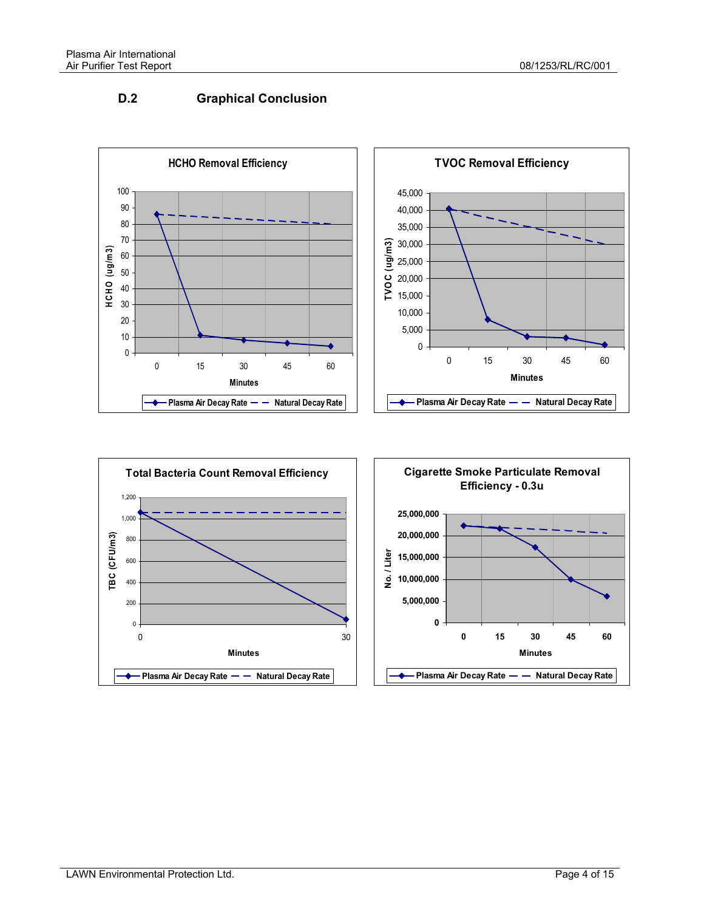## D.2 Graphical Conclusion

**HCHO Removal Efficiency**

HCHO (ug/m3) vs Minutes (0, 15, 30, 45, 60)

Plasma Air Decay Rate — Natural Decay Rate

**TVOC Removal Efficiency**

TVOC (ug/m3) vs Minutes (0, 15, 30, 45, 60)

Plasma Air Decay Rate — Natural Decay Rate

**Total Bacteria Count Removal Efficiency**

TBC (CFU/m3) vs Minutes (0, 30)

Plasma Air Decay Rate — Natural Decay Rate

**Cigarette Smoke Particulate Removal Efficiency - 0.3u**

No. / Liter vs Minutes (0, 15, 30, 45, 60)

Plasma Air Decay Rate — Natural Decay Rate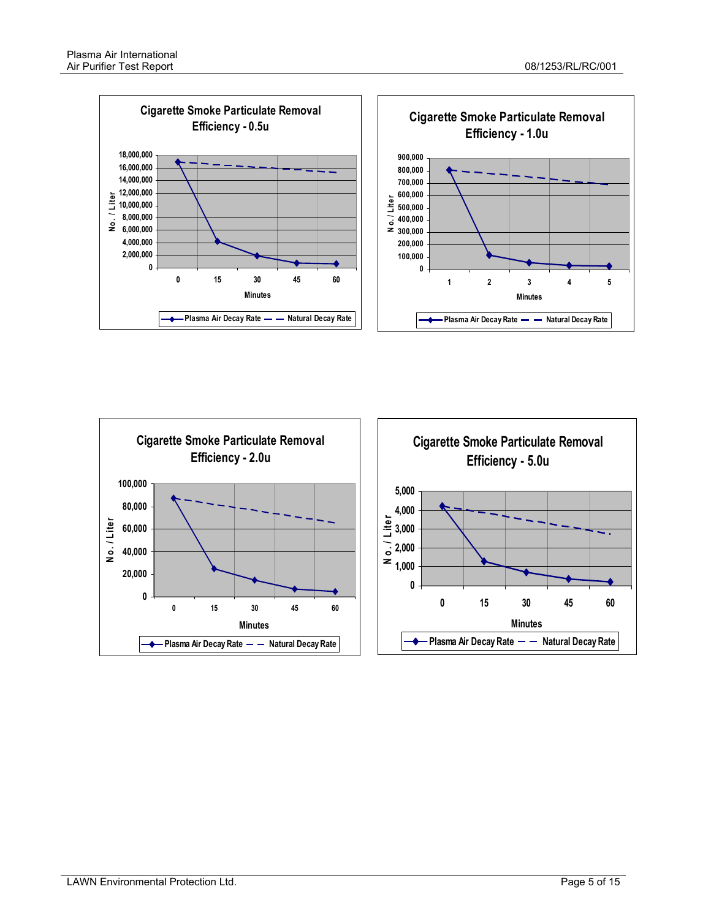## Cigarette Smoke Particulate Removal Efficiency - 0.5u

No. / Liter (0 to 18,000,000) vs. Minutes (0, 15, 30, 45, 60)

Legend: Plasma Air Decay Rate — Natural Decay Rate

## Cigarette Smoke Particulate Removal Efficiency - 1.0u

No. / Liter (0 to 900,000) vs. Minutes (1, 2, 3, 4, 5)

Legend: Plasma Air Decay Rate — Natural Decay Rate

## Cigarette Smoke Particulate Removal Efficiency - 2.0u

No. / Liter (0 to 100,000) vs. Minutes (0, 15, 30, 45, 60)

Legend: Plasma Air Decay Rate — Natural Decay Rate

## Cigarette Smoke Particulate Removal Efficiency - 5.0u

No. / Liter (0 to 5,000) vs. Minutes (0, 15, 30, 45, 60)

Legend: Plasma Air Decay Rate — Natural Decay Rate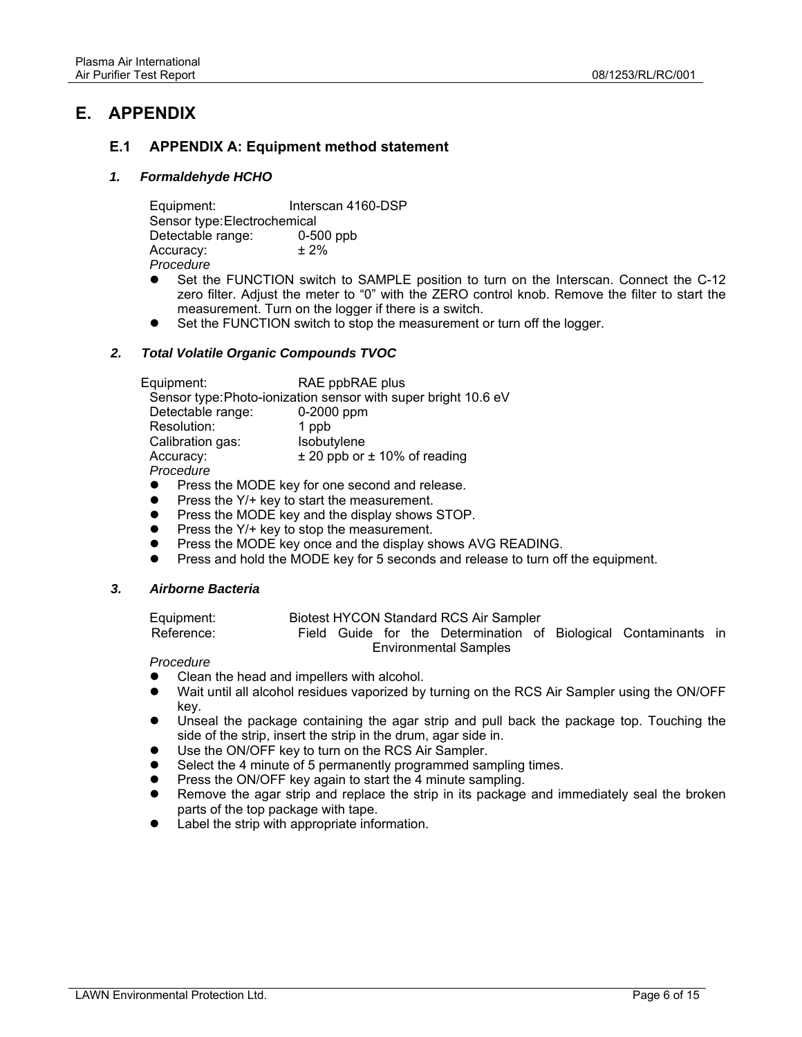# E. APPENDIX

## E.1 APPENDIX A: Equipment method statement

### *1. Formaldehyde HCHO*

Equipment: Interscan 4160-DSP
Sensor type: Electrochemical
Detectable range: 0-500 ppb
Accuracy: ± 2%

*Procedure*

- Set the FUNCTION switch to SAMPLE position to turn on the Interscan. Connect the C-12 zero filter. Adjust the meter to "0" with the ZERO control knob. Remove the filter to start the measurement. Turn on the logger if there is a switch.
- Set the FUNCTION switch to stop the measurement or turn off the logger.

### *2. Total Volatile Organic Compounds TVOC*

Equipment: RAE ppbRAE plus
Sensor type: Photo-ionization sensor with super bright 10.6 eV
Detectable range: 0-2000 ppm
Resolution: 1 ppb
Calibration gas: Isobutylene
Accuracy: ± 20 ppb or ± 10% of reading

*Procedure*

- Press the MODE key for one second and release.
- Press the Y/+ key to start the measurement.
- Press the MODE key and the display shows STOP.
- Press the Y/+ key to stop the measurement.
- Press the MODE key once and the display shows AVG READING.
- Press and hold the MODE key for 5 seconds and release to turn off the equipment.

### *3. Airborne Bacteria*

Equipment: Biotest HYCON Standard RCS Air Sampler
Reference: Field Guide for the Determination of Biological Contaminants in Environmental Samples

*Procedure*

- Clean the head and impellers with alcohol.
- Wait until all alcohol residues vaporized by turning on the RCS Air Sampler using the ON/OFF key.
- Unseal the package containing the agar strip and pull back the package top. Touching the side of the strip, insert the strip in the drum, agar side in.
- Use the ON/OFF key to turn on the RCS Air Sampler.
- Select the 4 minute of 5 permanently programmed sampling times.
- Press the ON/OFF key again to start the 4 minute sampling.
- Remove the agar strip and replace the strip in its package and immediately seal the broken parts of the top package with tape.
- Label the strip with appropriate information.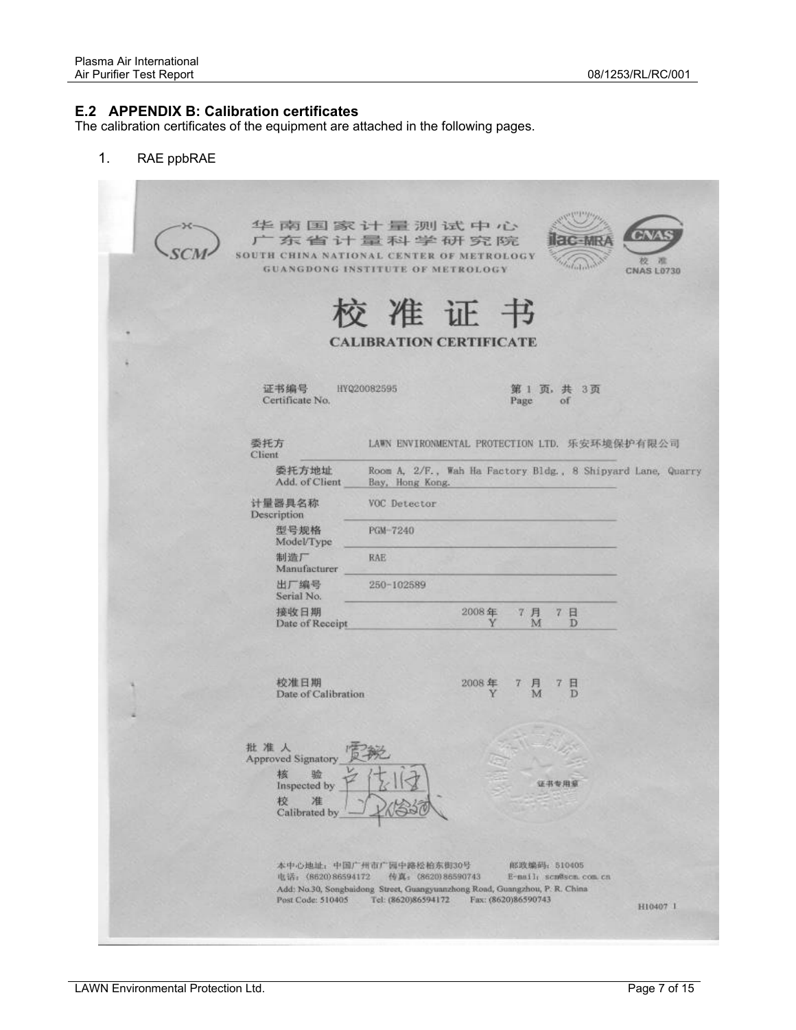## E.2 APPENDIX B: Calibration certificates

The calibration certificates of the equipment are attached in the following pages.

1. RAE ppbRAE

华南国家计量测试中心
广东省计量科学研究院
SOUTH CHINA NATIONAL CENTER OF METROLOGY
GUANGDONG INSTITUTE OF METROLOGY

CNAS L0730

# 校 准 证 书

# CALIBRATION CERTIFICATE

证书编号 Certificate No. HYQ20082595

第 1 页，共 3 页 Page of

委托方 Client: LAWN ENVIRONMENTAL PROTECTION LTD. 乐安环境保护有限公司

委托方地址 Add. of Client: Room A, 2/F., Wah Ha Factory Bldg., 8 Shipyard Lane, Quarry Bay, Hong Kong.

计量器具名称 Description: VOC Detector

型号规格 Model/Type: PGM-7240

制造厂 Manufacturer: RAE

出厂编号 Serial No.: 250-102589

接收日期 Date of Receipt: 2008 年 Y 7 月 M 7 日 D

校准日期 Date of Calibration: 2008 年 Y 7 月 M 7 日 D

批 准 人 Approved Signatory

核 验 Inspected by

校 准 Calibrated by

本中心地址：中国广州市广园中路松柏东街30号 邮政编码：510405
电话：(8620)86594172 传真：(8620)86590743 E-mail: scm@scm.com.cn
Add: No.30, Songbaidong Street, Guangyuanzhong Road, Guangzhou, P. R. China
Post Code: 510405 Tel: (8620)86594172 Fax: (8620)86590743

H10407 I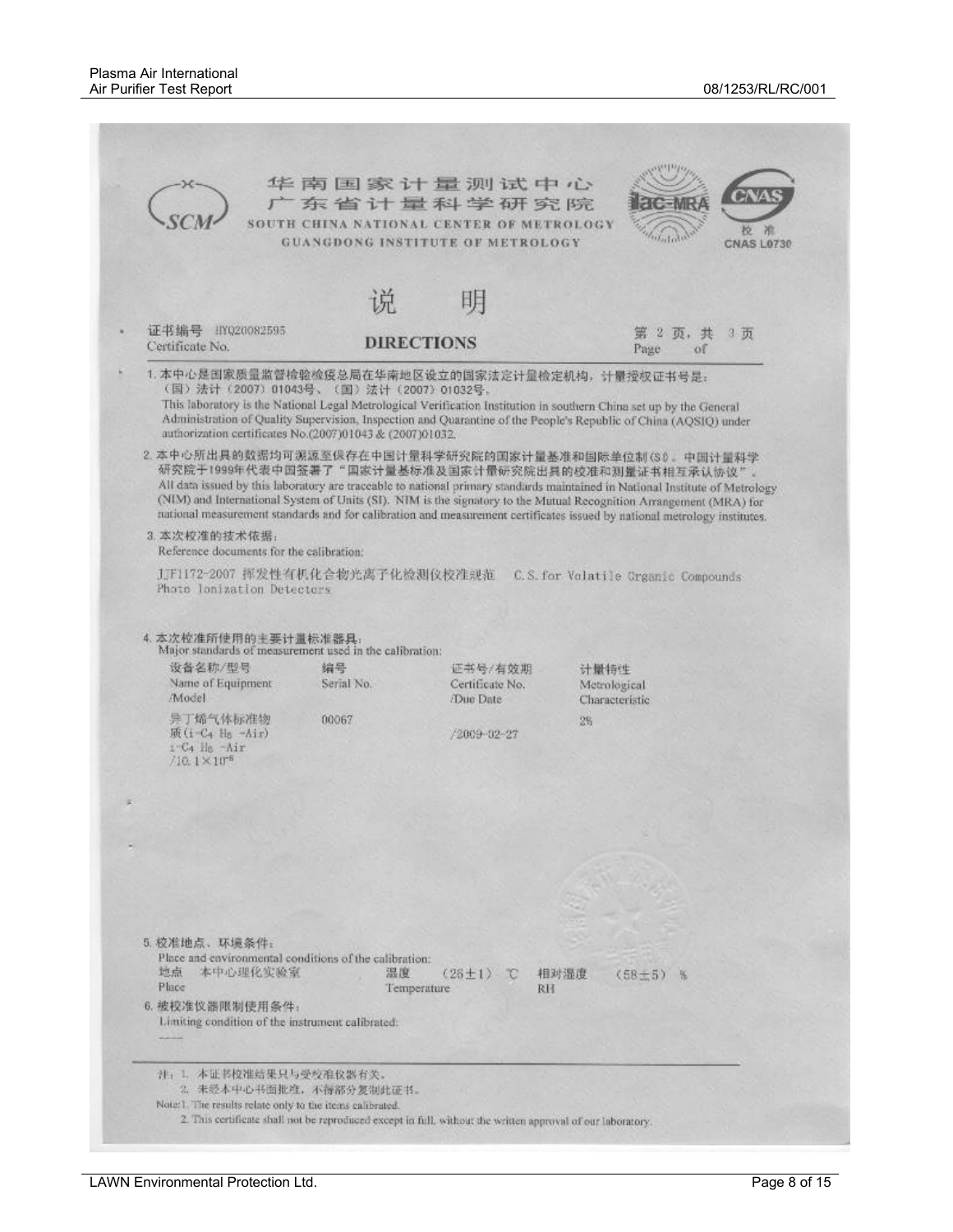华南国家计量测试中心
广东省计量科学研究院
SOUTH CHINA NATIONAL CENTER OF METROLOGY
GUANGDONG INSTITUTE OF METROLOGY

CNAS L0730

# 说 明
# DIRECTIONS

证书编号 HY020082595
Certificate No.

第 2 页，共 3 页
Page of

1. 本中心是国家质量监督检验检疫总局在华南地区设立的国家法定计量检定机构，计量授权证书号是：（国）法计（2007）01043号、（国）法计（2007）01032号。
This laboratory is the National Legal Metrological Verification Institution in southern China set up by the General Administration of Quality Supervision, Inspection and Quarantine of the People's Republic of China (AQSIQ) under authorization certificates No.(2007)01043 & (2007)01032.

2. 本中心所出具的数据均可溯源至保存在中国计量科学研究院的国家计量基准和国际单位制(SI)。中国计量科学研究院于1999年代表中国签署了"国家计量基标准及国家计量研究院出具的校准和测量证书相互承认协议"。
All data issued by this laboratory are traceable to national primary standards maintained in National Institute of Metrology (NIM) and International System of Units (SI). NIM is the signatory to the Mutual Recognition Arrangement (MRA) for national measurement standards and for calibration and measurement certificates issued by national metrology institutes.

3. 本次校准的技术依据：
Reference documents for the calibration:

JJF1172-2007 挥发性有机化合物光离子化检测仪校准规范 C.S. for Volatile Organic Compounds Photo Ionization Detectors

4. 本次校准所使用的主要计量标准器具：
Major standards of measurement used in the calibration:

| 设备名称/型号<br>Name of Equipment /Model | 编号<br>Serial No. | 证书号/有效期<br>Certificate No. /Due Date | 计量特性<br>Metrological Characteristic |
|---|---|---|---|
| 异丁烯气体标准物质($i$-$C_4H_8$ -Air)<br>$i$-$C_4H_8$ -Air<br>/10.1×10$^{-6}$ | 00067 | /2009-02-27 | 2% |

5. 校准地点、环境条件：
Place and environmental conditions of the calibration:
地点 本中心理化实验室 温度 (28±1) ℃ 相对湿度 (58±5) %
Place Temperature RH

6. 被校准仪器限制使用条件：
Limiting condition of the instrument calibrated:
——

注：1. 本证书校准结果只与受校准仪器有关。
2. 未经本中心书面批准，不得部分复制此证书。
Note: 1. The results relate only to the items calibrated.
2. This certificate shall not be reproduced except in full, without the written approval of our laboratory.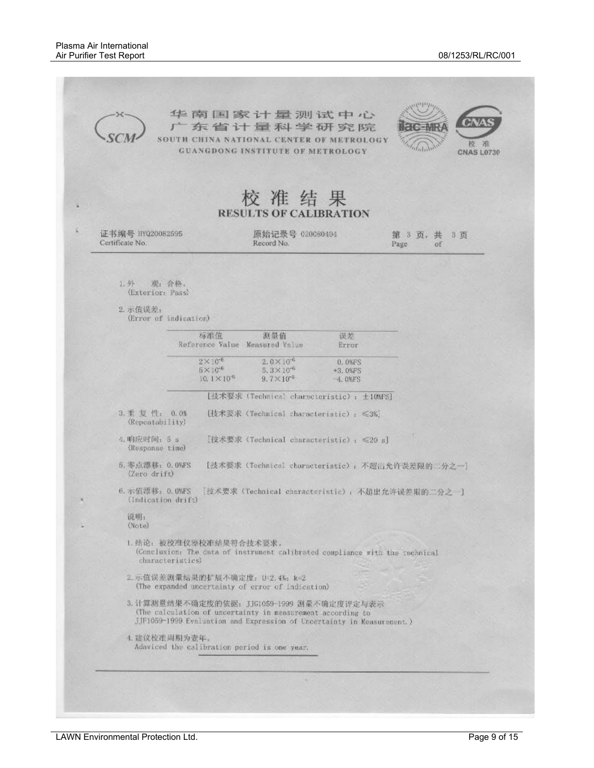华南国家计量测试中心
广东省计量科学研究院
SOUTH CHINA NATIONAL CENTER OF METROLOGY
GUANGDONG INSTITUTE OF METROLOGY

ilac-MRA　CNAS 校准 CNAS L0730

# 校准结果
# RESULTS OF CALIBRATION

证书编号 HYQ20082595
Certificate No.

原始记录号 020080404
Record No.

第 3 页，共 3 页
Page of

1. 外　观：合格。
(Exterior: Pass)

2. 示值误差：
(Error of indication)

| 标准值 Reference Value | 测量值 Measured Value | 误差 Error |
|---|---|---|
| $2\times10^{-6}$ | $2.0\times10^{-6}$ | 0.0%FS |
| $5\times10^{-6}$ | $5.3\times10^{-6}$ | +3.0%FS |
| $10.1\times10^{-6}$ | $9.7\times10^{-6}$ | -4.0%FS |

[技术要求 (Technical characteristic)：±10%FS]

3. 重 复 性：0.0%　[技术要求 (Technical characteristic)：≤3%]
(Repeatability)

4. 响应时间：5 s　[技术要求 (Technical characteristic)：≤20 s]
(Response time)

5. 零点漂移：0.0%FS　[技术要求 (Technical characteristic)：不超出允许误差限的二分之一]
(Zero drift)

6. 示值漂移：0.0%FS　[技术要求 (Technical characteristic)：不超出允许误差限的二分之一]
(Indication drift)

说明：
(Note)

1. 结论：被校准仪器校准结果符合技术要求。
(Conclusion: The data of instrument calibrated compliance with the technical characteristics)

2. 示值误差测量结果的扩展不确定度：U=2.4%，k=2
(The expanded uncertainty of error of indication)

3. 计算测量结果不确定度的依据：JJG1059-1999 测量不确定度评定与表示
(The calculation of uncertainty in measurement according to JJF1059-1999 Evaluation and Expression of Uncertainty in Measurement.)

4. 建议校准周期为壹年。
Adaviced the calibration period is one year.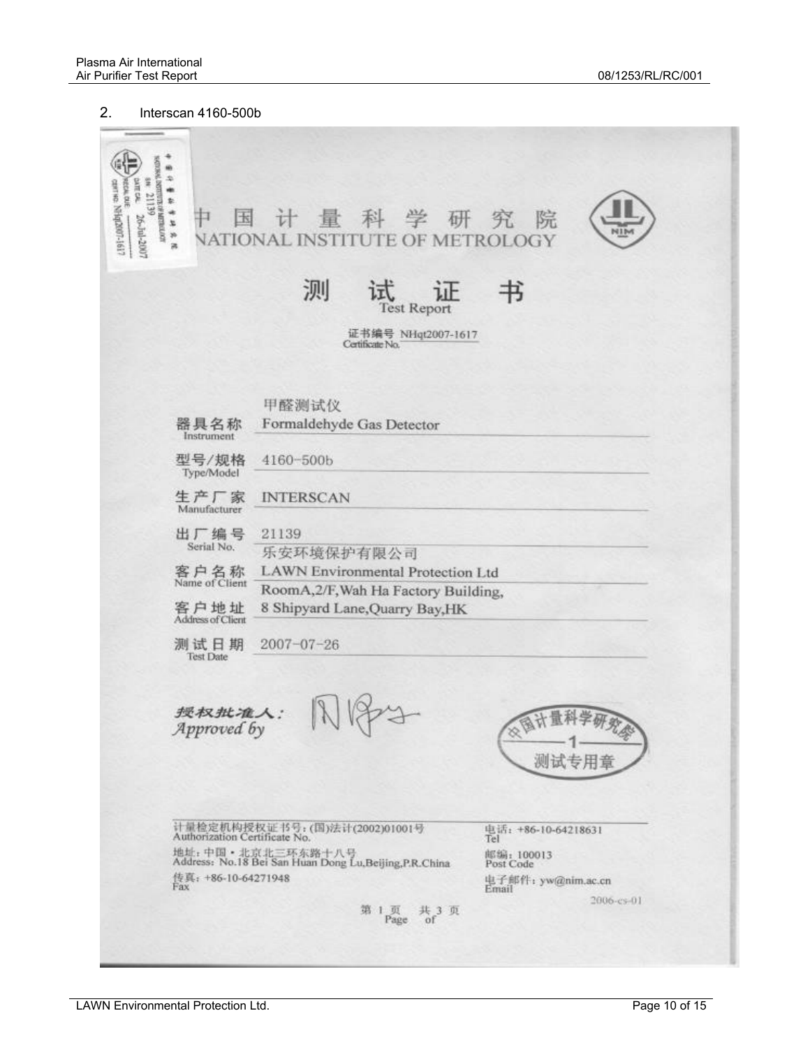2. Interscan 4160-500b

中国计量科学研究院
NATIONAL INSTITUTE OF METROLOGY

# 测　试　证　书
Test Report

证书编号 Certificate No. NHqt2007-1617

| | |
|---|---|
| 器具名称 Instrument | 甲醛测试仪 Formaldehyde Gas Detector |
| 型号/规格 Type/Model | 4160-500b |
| 生产厂家 Manufacturer | INTERSCAN |
| 出厂编号 Serial No. | 21139 |
| 客户名称 Name of Client | 乐安环境保护有限公司 LAWN Environmental Protection Ltd |
| 客户地址 Address of Client | RoomA,2/F,Wah Ha Factory Building, 8 Shipyard Lane,Quarry Bay,HK |
| 测试日期 Test Date | 2007-07-26 |

*授权批准人：*
*Approved by*

中国计量科学研究院 1 测试专用章

计量检定机构授权证书号：(国)法计(2002)01001号
Authorization Certificate No.

地址：中国・北京北三环东路十八号
Address: No.18 Bei San Huan Dong Lu,Beijing,P.R.China

传真：+86-10-64271948
Fax

电话：+86-10-64218631
Tel

邮编：100013
Post Code

电子邮件：yw@nim.ac.cn
Email

2006-cs-01

第 1 页 共 3 页
Page of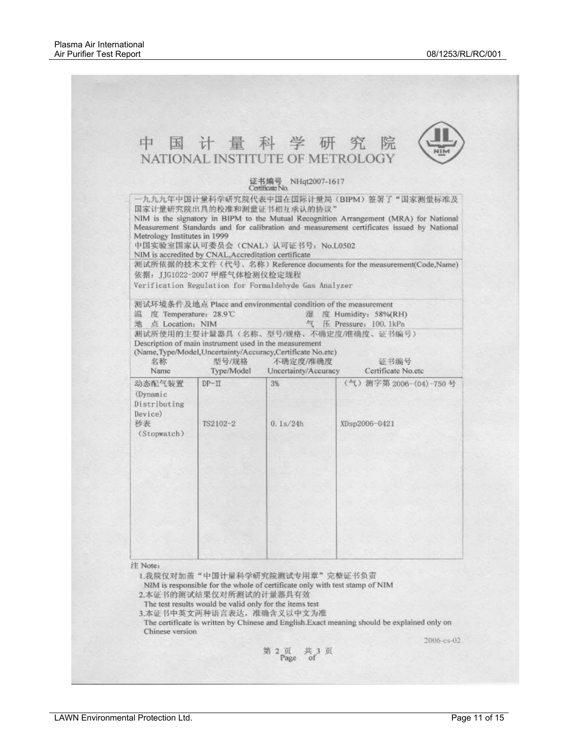# 中 国 计 量 科 学 研 究 院
# NATIONAL INSTITUTE OF METROLOGY

证书编号 Certificate No. NHqt2007-1617

一九九九年中国计量科学研究院代表中国在国际计量局（BIPM）签署了"国家测量标准及国家计量研究院出具的校准和测量证书相互承认的协议"

NIM is the signatory in BIPM to the Mutual Recognition Arrangement (MRA) for National Measurement Standards and for calibration and measurement certificates issued by National Metrology Institutes in 1999

中国实验室国家认可委员会（CNAL）认可证书号：No.L0502

NIM is accredited by CNAL,Accreditation certificate

测试所依据的技术文件（代号、名称）Reference documents for the measurement(Code,Name)

依据：JJG1022-2007 甲醛气体检测仪检定规程

Verification Regulation for Formaldehyde Gas Analyzer

测试环境条件及地点 Place and environmental condition of the measurement

温 度 Temperature：28.9℃ 湿 度 Humidity：58%(RH)

地 点 Location：NIM 气 压 Pressure：100.1kPa

测试所使用的主要计量器具（名称、型号/规格、不确定度/准确度、证书编号）

Description of main instrument used in the measurement (Name,Type/Model,Uncertainty/Accuracy,Certificate No.etc)

| 名称 Name | 型号/规格 Type/Model | 不确定度/准确度 Uncertainty/Accuracy | 证书编号 Certificate No.etc |
|---|---|---|---|
| 动态配气装置 (Dynamic Distributing Device) | DP-Ⅱ | 3% | （气）测字第 2006-(04)-750 号 |
| 秒表 (Stopwatch) | TS2102-2 | 0.1s/24h | XDsp2006-0421 |

注 Note：

1. 我院仅对加盖"中国计量科学研究院测试专用章"完整证书负责
   NIM is responsible for the whole of certificate only with test stamp of NIM
2. 本证书的测试结果仅对所测试的计量器具有效
   The test results would be valid only for the items test
3. 本证书中英文两种语言表达，准确含义以中文为准
   The certificate is written by Chinese and English.Exact meaning should be explained only on Chinese version

2006-cs-02

第 2 页 共 3 页
Page of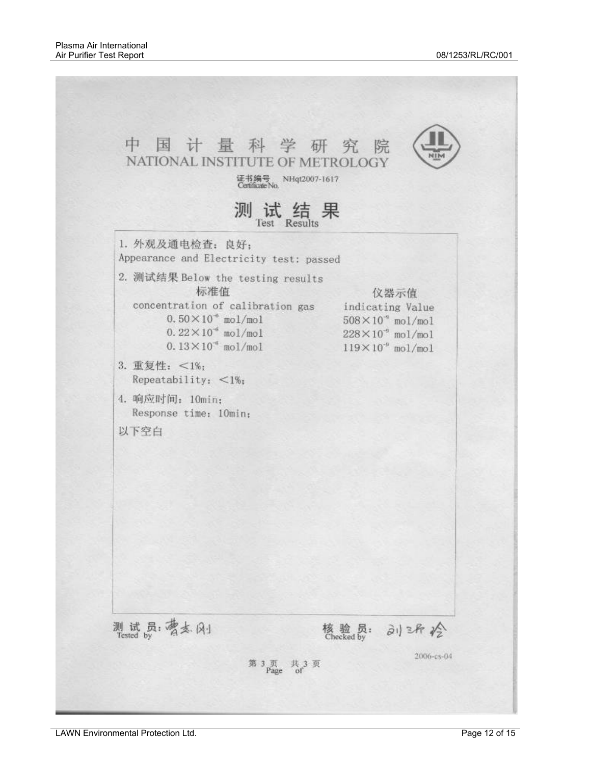# 中 国 计 量 科 学 研 究 院

NATIONAL INSTITUTE OF METROLOGY

证书编号 Certificate No. NHqt2007-1617

## 测 试 结 果

Test Results

1. 外观及通电检查：良好；
   Appearance and Electricity test: passed

2. 测试结果 Below the testing results

| 标准值<br>concentration of calibration gas | 仪器示值<br>indicating Value |
|---|---|
| $0.50 \times 10^{-6}$ mol/mol | $508 \times 10^{-9}$ mol/mol |
| $0.22 \times 10^{-6}$ mol/mol | $228 \times 10^{-9}$ mol/mol |
| $0.13 \times 10^{-6}$ mol/mol | $119 \times 10^{-9}$ mol/mol |

3. 重复性：<1%；
   Repeatability：<1%；

4. 响应时间：10min；
   Response time：10min；

以下空白

测试员 Tested by: 曹志刚

核验员 Checked by: 刘沂玲

2006-cs-04

第 3 页 共 3 页 Page of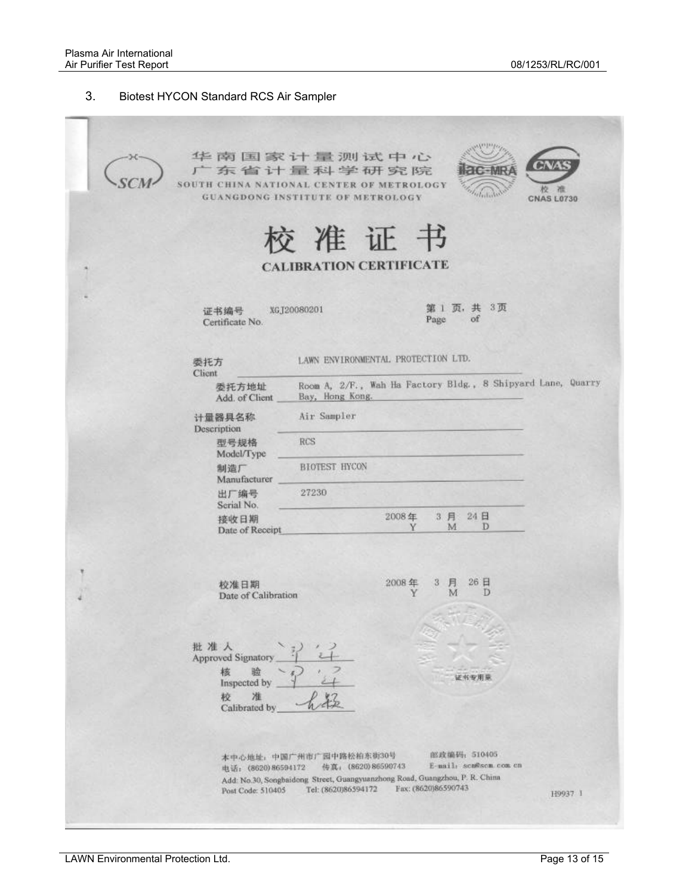## 3. Biotest HYCON Standard RCS Air Sampler

华南国家计量测试中心
广东省计量科学研究院
SOUTH CHINA NATIONAL CENTER OF METROLOGY
GUANGDONG INSTITUTE OF METROLOGY

ilac-MRA

CNAS
校准
CNAS L0730

# 校准证书

# CALIBRATION CERTIFICATE

证书编号 Certificate No. XGJ20080201

第 1 页，共 3 页 Page of

委托方 Client: LAWN ENVIRONMENTAL PROTECTION LTD.

委托方地址 Add. of Client: Room A, 2/F., Wah Ha Factory Bldg., 8 Shipyard Lane, Quarry Bay, Hong Kong.

计量器具名称 Description: Air Sampler

型号规格 Model/Type: RCS

制造厂 Manufacturer: BIOTEST HYCON

出厂编号 Serial No.: 27230

接收日期 Date of Receipt: 2008 年 Y 3 月 M 24 日 D

校准日期 Date of Calibration: 2008 年 Y 3 月 M 26 日 D

批准人 Approved Signatory: [signature]

核验 Inspected by: [signature]

校准 Calibrated by: [signature]

证书专用章

本中心地址：中国广州市广园中路松柏东街30号 邮政编码：510405
电话：(8620) 86594172 传真：(8620) 86590743 E-mail: scm@scm.com.cn
Add: No.30, Songbaidong Street, Guangyuanzhong Road, Guangzhou, P. R. China
Post Code: 510405 Tel: (8620)86594172 Fax: (8620)86590743

H9937 1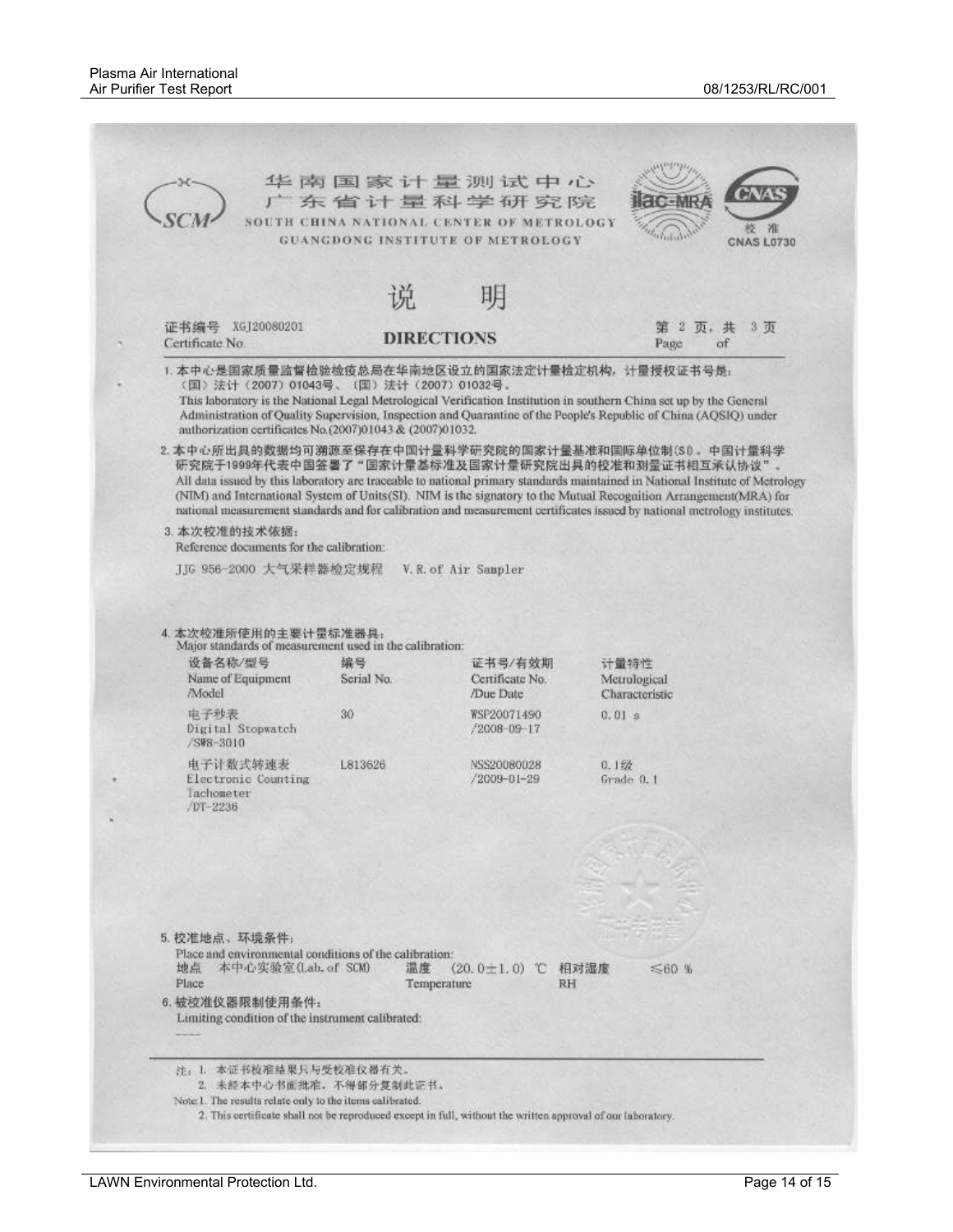华南国家计量测试中心
广东省计量科学研究院
SOUTH CHINA NATIONAL CENTER OF METROLOGY
GUANGDONG INSTITUTE OF METROLOGY

校 准
CNAS L0730

# 说 明

# DIRECTIONS

证书编号 XGJ20080201
Certificate No.

第 2 页，共 3 页
Page of

1. 本中心是国家质量监督检验检疫总局在华南地区设立的国家法定计量检定机构，计量授权证书号是：（国）法计（2007）01043号、（国）法计（2007）01032号。
This laboratory is the National Legal Metrological Verification Institution in southern China set up by the General Administration of Quality Supervision, Inspection and Quarantine of the People's Republic of China (AQSIQ) under authorization certificates No.(2007)01043 & (2007)01032.

2. 本中心所出具的数据均可溯源至保存在中国计量科学研究院的国家计量基准和国际单位制(SI)。中国计量科学研究院于1999年代表中国签署了"国家计量基标准及国家计量研究院出具的校准和测量证书相互承认协议"。
All data issued by this laboratory are traceable to national primary standards maintained in National Institute of Metrology (NIM) and International System of Units(SI). NIM is the signatory to the Mutual Recognition Arrangement(MRA) for national measurement standards and for calibration and measurement certificates issued by national metrology institutes.

3. 本次校准的技术依据：
Reference documents for the calibration:

JJG 956-2000 大气采样器检定规程 V.R. of Air Sampler

4. 本次校准所使用的主要计量标准器具：
Major standards of measurement used in the calibration:

| 设备名称/型号<br>Name of Equipment /Model | 编号<br>Serial No. | 证书号/有效期<br>Certificate No. /Due Date | 计量特性<br>Metrological Characteristic |
|---|---|---|---|
| 电子秒表<br>Digital Stopwatch /SW8-3010 | 30 | WSP20071490 /2008-09-17 | 0.01 s |
| 电子计数式转速表<br>Electronic Counting Tachometer /DT-2236 | L813626 | NSS20080028 /2009-01-29 | 0.1级<br>Grade 0.1 |

5. 校准地点、环境条件：
Place and environmental conditions of the calibration:

地点 Place 本中心实验室(Lab. of SCM) 温度 Temperature (20.0±1.0) ℃ 相对湿度 RH ≤60 %

6. 被校准仪器限制使用条件：
Limiting condition of the instrument calibrated:

----

注：1. 本证书校准结果只与受校准仪器有关。
2. 未经本中心书面批准，不得部分复制此证书。

Note:1. The results relate only to the items calibrated.
2. This certificate shall not be reproduced except in full, without the written approval of our laboratory.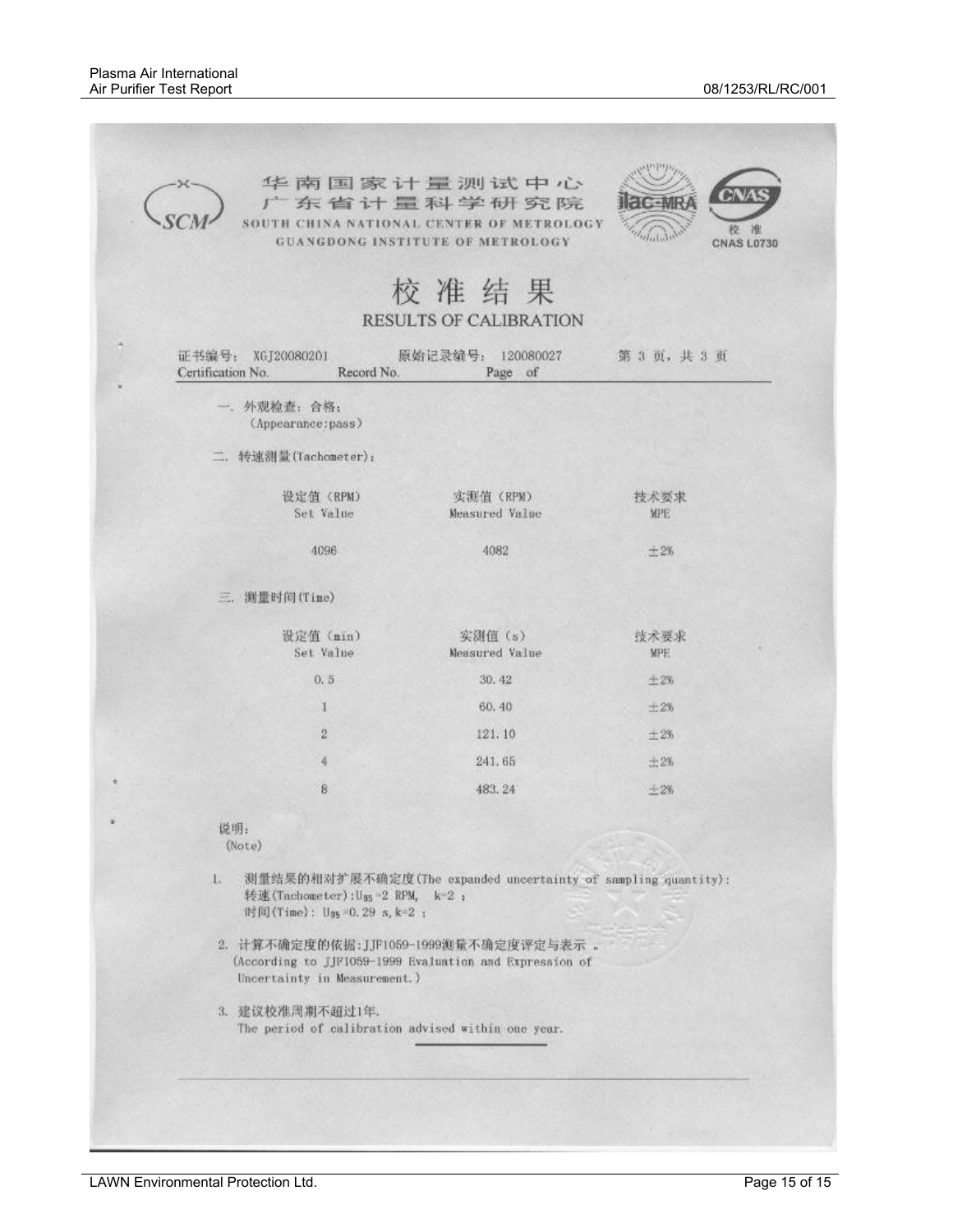华南国家计量测试中心
广东省计量科学研究院
SOUTH CHINA NATIONAL CENTER OF METROLOGY
GUANGDONG INSTITUTE OF METROLOGY

ilac-MRA

CNAS
校 准
CNAS L0730

# 校准结果
## RESULTS OF CALIBRATION

证书编号： XGJ20080201　　原始记录编号： 120080027　　第 3 页，共 3 页
Certification No.　　Record No.　　Page of

一. 外观检查：合格；
(Appearance:pass)

二. 转速测量(Tachometer)：

| 设定值 (RPM) Set Value | 实测值 (RPM) Measured Value | 技术要求 MPE |
|---|---|---|
| 4096 | 4082 | ±2% |

三. 测量时间(Time)

| 设定值 (min) Set Value | 实测值 (s) Measured Value | 技术要求 MPE |
|---|---|---|
| 0.5 | 30.42 | ±2% |
| 1 | 60.40 | ±2% |
| 2 | 121.10 | ±2% |
| 4 | 241.65 | ±2% |
| 8 | 483.24 | ±2% |

说明：
(Note)

1. 测量结果的相对扩展不确定度(The expanded uncertainty of sampling quantity):
   转速(Tachometer): $U_{95}$=2 RPM, k=2 ;
   时间(Time): $U_{95}$=0.29 s, k=2 ;

2. 计算不确定度的依据：JJF1059-1999测量不确定度评定与表示 。
   (According to JJF1059-1999 Evaluation and Expression of Uncertainty in Measurement.)

3. 建议校准周期不超过1年.
   The period of calibration advised within one year.